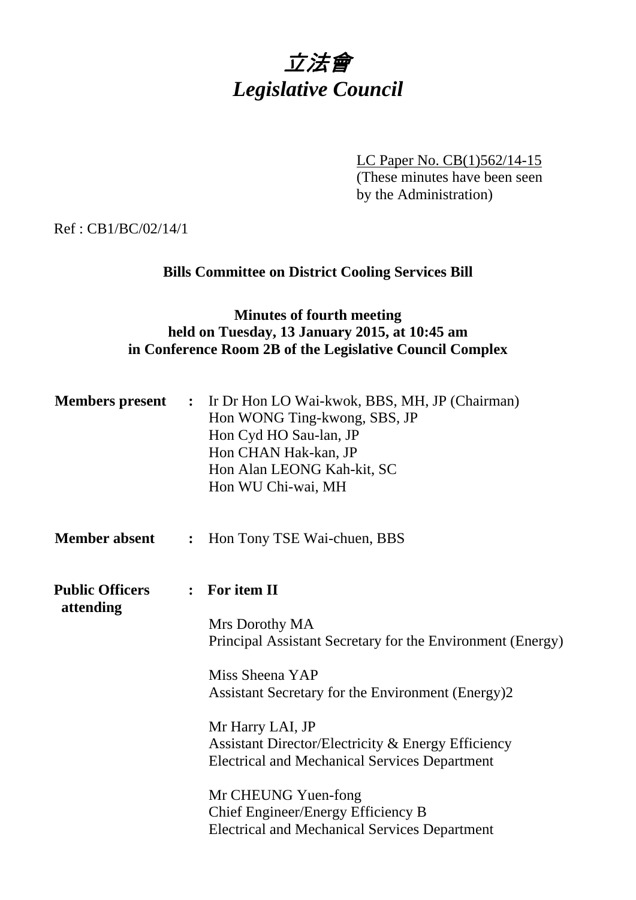# *立法會*
# *Legislative Council*

LC Paper No. CB(1)562/14-15
(These minutes have been seen by the Administration)

Ref : CB1/BC/02/14/1

**Bills Committee on District Cooling Services Bill**

**Minutes of fourth meeting**
**held on Tuesday, 13 January 2015, at 10:45 am**
**in Conference Room 2B of the Legislative Council Complex**

**Members present :** Ir Dr Hon LO Wai-kwok, BBS, MH, JP (Chairman)
Hon WONG Ting-kwong, SBS, JP
Hon Cyd HO Sau-lan, JP
Hon CHAN Hak-kan, JP
Hon Alan LEONG Kah-kit, SC
Hon WU Chi-wai, MH

**Member absent :** Hon Tony TSE Wai-chuen, BBS

**Public Officers attending :** **For item II**

Mrs Dorothy MA
Principal Assistant Secretary for the Environment (Energy)

Miss Sheena YAP
Assistant Secretary for the Environment (Energy)2

Mr Harry LAI, JP
Assistant Director/Electricity & Energy Efficiency
Electrical and Mechanical Services Department

Mr CHEUNG Yuen-fong
Chief Engineer/Energy Efficiency B
Electrical and Mechanical Services Department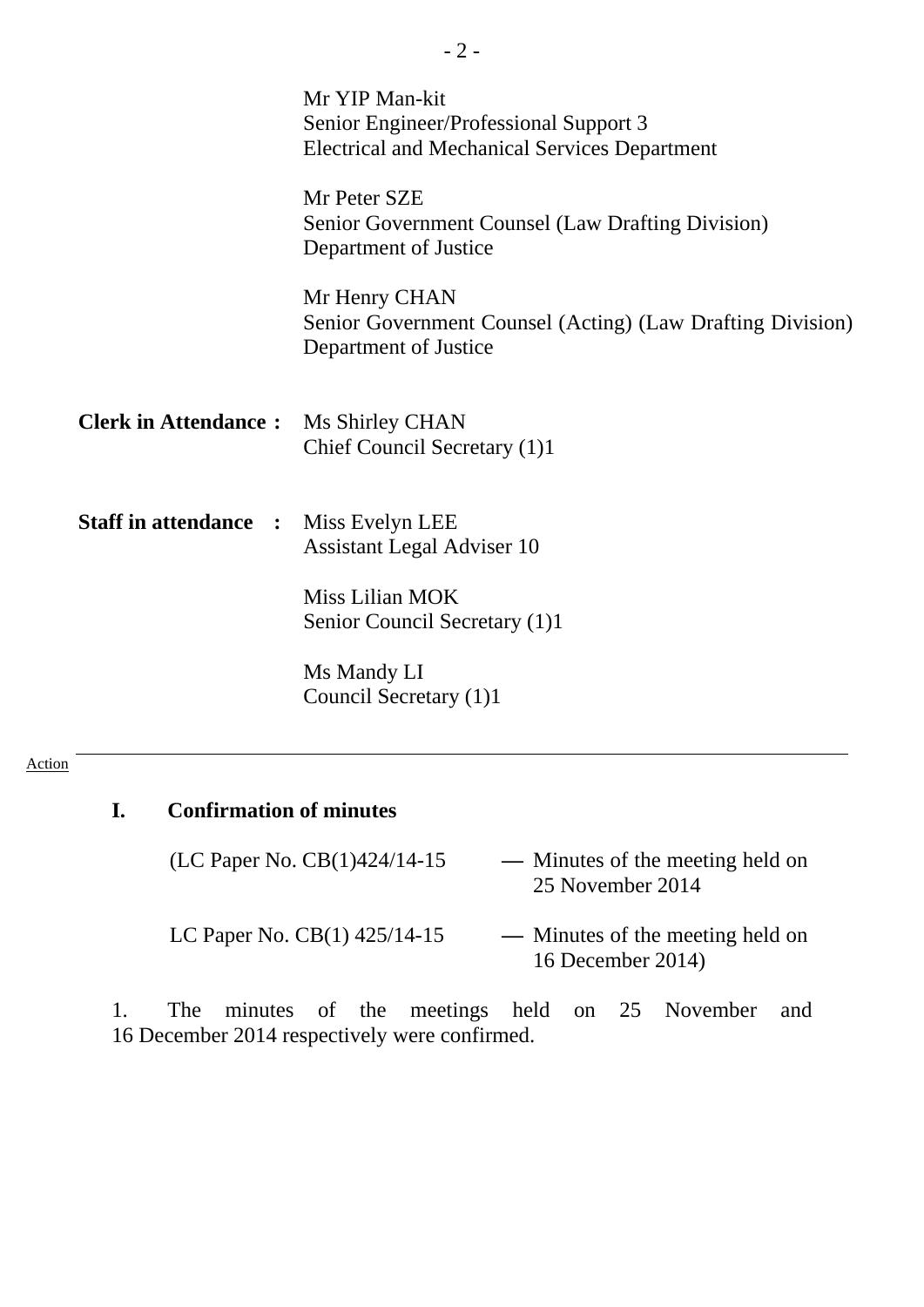Mr YIP Man-kit
Senior Engineer/Professional Support 3
Electrical and Mechanical Services Department

Mr Peter SZE
Senior Government Counsel (Law Drafting Division)
Department of Justice

Mr Henry CHAN
Senior Government Counsel (Acting) (Law Drafting Division)
Department of Justice

**Clerk in Attendance :** Ms Shirley CHAN
Chief Council Secretary (1)1

**Staff in attendance :** Miss Evelyn LEE
Assistant Legal Adviser 10

Miss Lilian MOK
Senior Council Secretary (1)1

Ms Mandy LI
Council Secretary (1)1

---

Action

## I. Confirmation of minutes

(LC Paper No. CB(1)424/14-15 — Minutes of the meeting held on 25 November 2014

LC Paper No. CB(1) 425/14-15 — Minutes of the meeting held on 16 December 2014)

1. The minutes of the meetings held on 25 November and 16 December 2014 respectively were confirmed.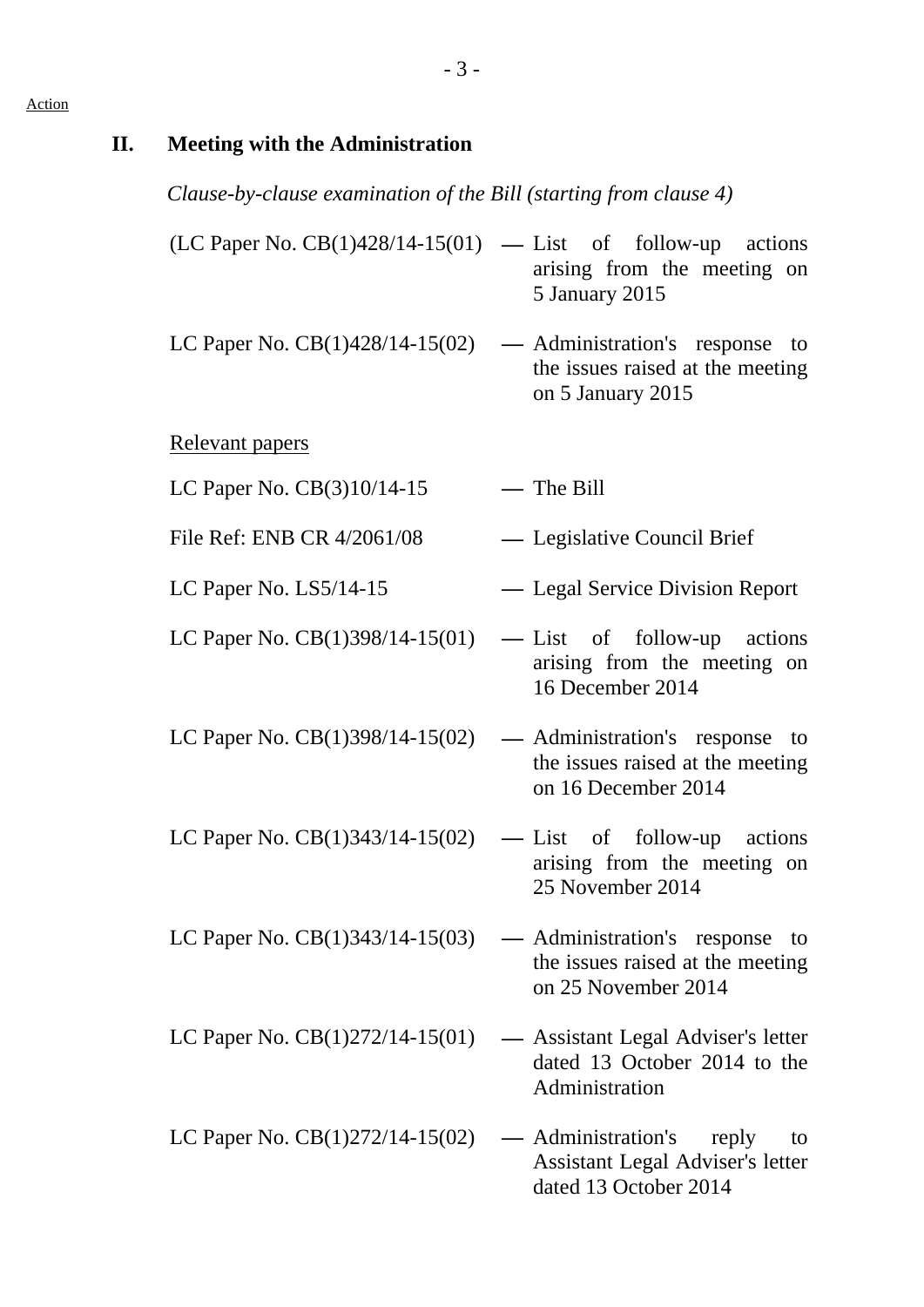Action

## II. Meeting with the Administration

*Clause-by-clause examination of the Bill (starting from clause 4)*

(LC Paper No. CB(1)428/14-15(01) — List of follow-up actions arising from the meeting on 5 January 2015

LC Paper No. CB(1)428/14-15(02) — Administration's response to the issues raised at the meeting on 5 January 2015

Relevant papers

LC Paper No. CB(3)10/14-15 — The Bill

File Ref: ENB CR 4/2061/08 — Legislative Council Brief

LC Paper No. LS5/14-15 — Legal Service Division Report

LC Paper No. CB(1)398/14-15(01) — List of follow-up actions arising from the meeting on 16 December 2014

LC Paper No. CB(1)398/14-15(02) — Administration's response to the issues raised at the meeting on 16 December 2014

LC Paper No. CB(1)343/14-15(02) — List of follow-up actions arising from the meeting on 25 November 2014

LC Paper No. CB(1)343/14-15(03) — Administration's response to the issues raised at the meeting on 25 November 2014

LC Paper No. CB(1)272/14-15(01) — Assistant Legal Adviser's letter dated 13 October 2014 to the Administration

LC Paper No. CB(1)272/14-15(02) — Administration's reply to Assistant Legal Adviser's letter dated 13 October 2014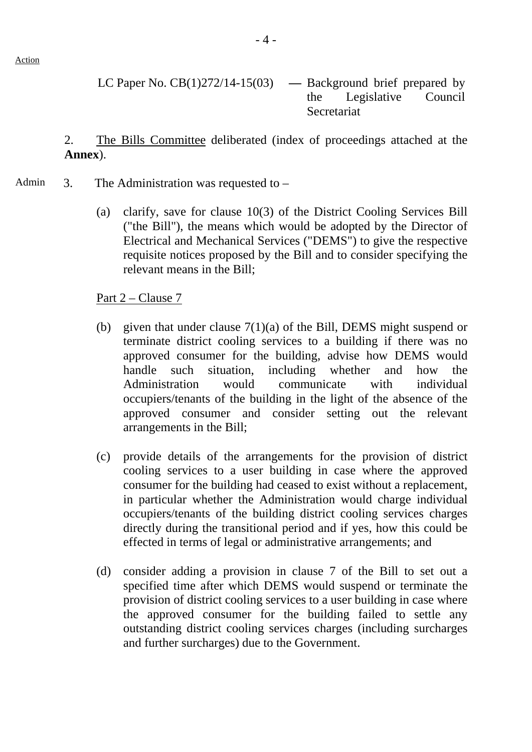Action

LC Paper No. CB(1)272/14-15(03) — Background brief prepared by the Legislative Council Secretariat

2. <u>The Bills Committee</u> deliberated (index of proceedings attached at the **Annex**).

Admin 3. The Administration was requested to –

(a) clarify, save for clause 10(3) of the District Cooling Services Bill ("the Bill"), the means which would be adopted by the Director of Electrical and Mechanical Services ("DEMS") to give the respective requisite notices proposed by the Bill and to consider specifying the relevant means in the Bill;

<u>Part 2 – Clause 7</u>

(b) given that under clause 7(1)(a) of the Bill, DEMS might suspend or terminate district cooling services to a building if there was no approved consumer for the building, advise how DEMS would handle such situation, including whether and how the Administration would communicate with individual occupiers/tenants of the building in the light of the absence of the approved consumer and consider setting out the relevant arrangements in the Bill;

(c) provide details of the arrangements for the provision of district cooling services to a user building in case where the approved consumer for the building had ceased to exist without a replacement, in particular whether the Administration would charge individual occupiers/tenants of the building district cooling services charges directly during the transitional period and if yes, how this could be effected in terms of legal or administrative arrangements; and

(d) consider adding a provision in clause 7 of the Bill to set out a specified time after which DEMS would suspend or terminate the provision of district cooling services to a user building in case where the approved consumer for the building failed to settle any outstanding district cooling services charges (including surcharges and further surcharges) due to the Government.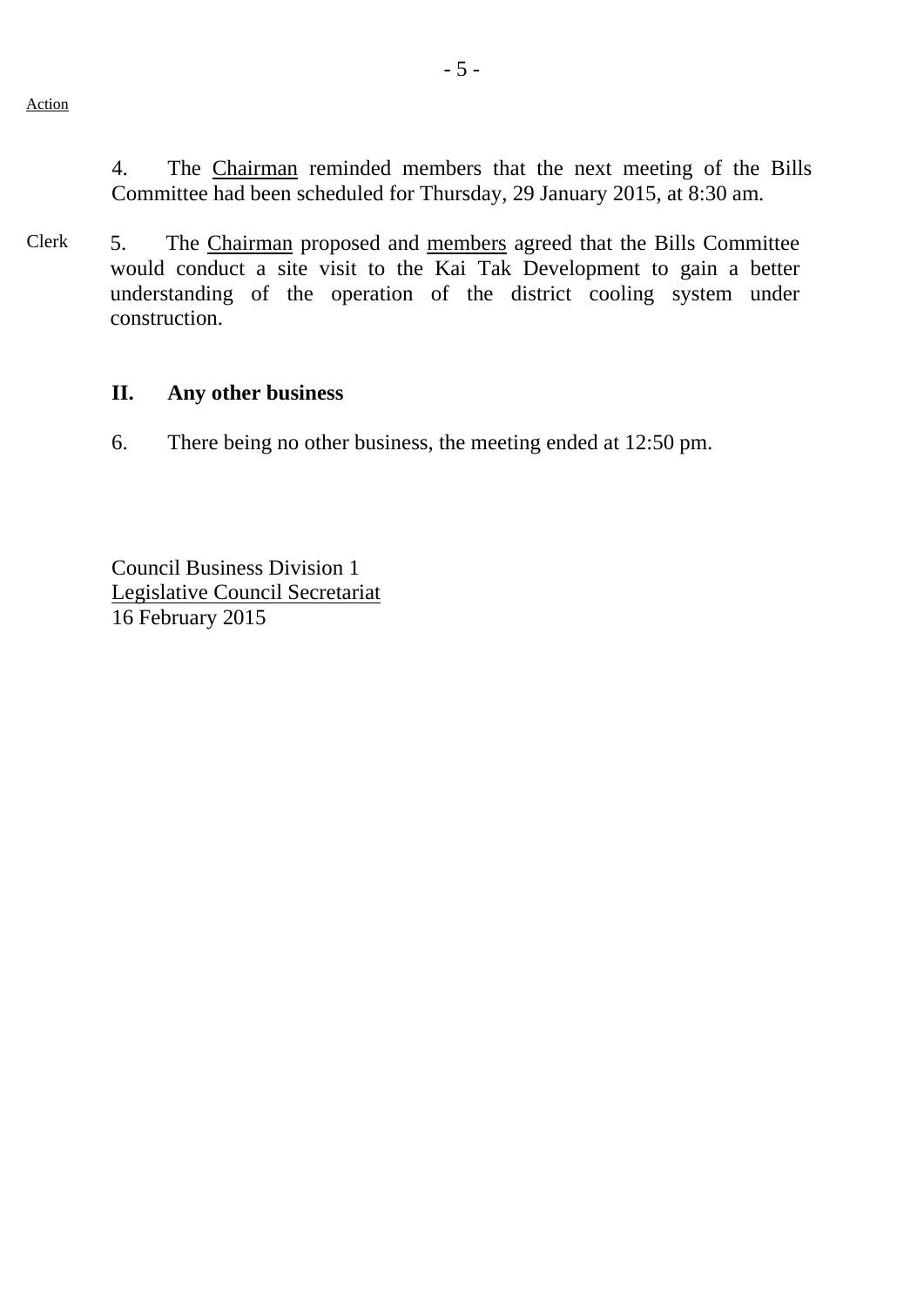Action

4. The Chairman reminded members that the next meeting of the Bills Committee had been scheduled for Thursday, 29 January 2015, at 8:30 am.

Clerk

5. The Chairman proposed and members agreed that the Bills Committee would conduct a site visit to the Kai Tak Development to gain a better understanding of the operation of the district cooling system under construction.

## II. Any other business

6. There being no other business, the meeting ended at 12:50 pm.

Council Business Division 1
Legislative Council Secretariat
16 February 2015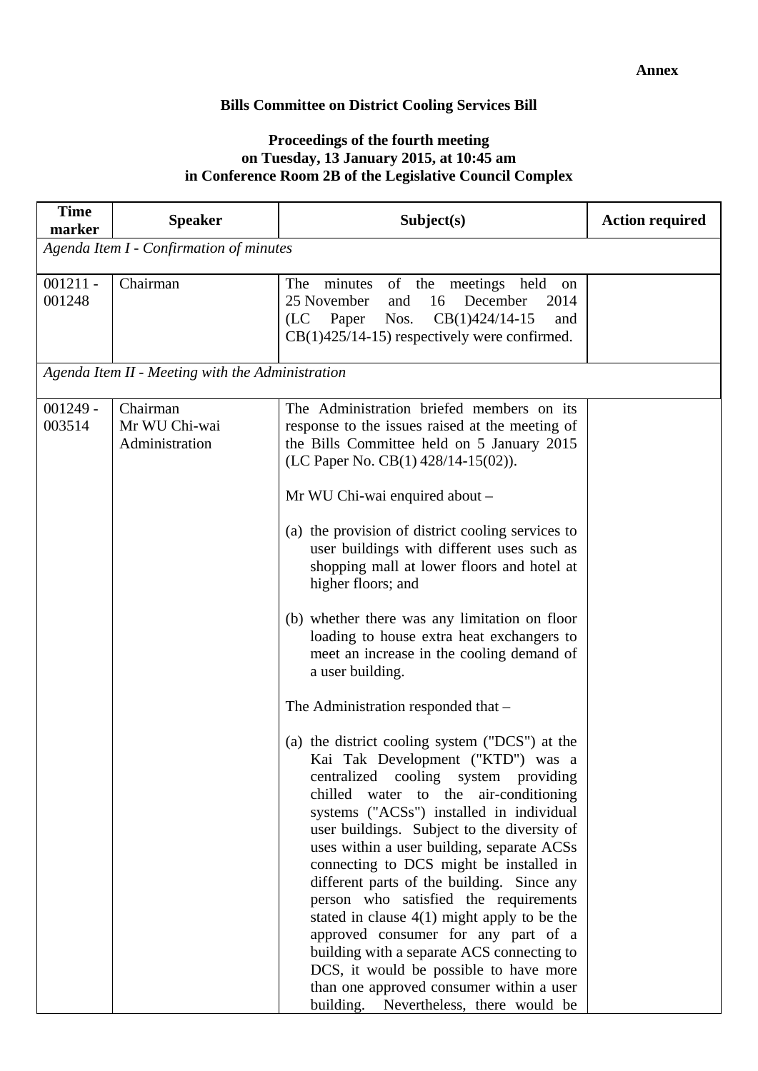**Annex**

**Bills Committee on District Cooling Services Bill**

**Proceedings of the fourth meeting on Tuesday, 13 January 2015, at 10:45 am in Conference Room 2B of the Legislative Council Complex**

| Time marker | Speaker | Subject(s) | Action required |
|---|---|---|---|
| *Agenda Item I - Confirmation of minutes* | | | |
| 001211 - 001248 | Chairman | The minutes of the meetings held on 25 November and 16 December 2014 (LC Paper Nos. CB(1)424/14-15 and CB(1)425/14-15) respectively were confirmed. | |
| *Agenda Item II - Meeting with the Administration* | | | |
| 001249 - 003514 | Chairman<br>Mr WU Chi-wai<br>Administration | The Administration briefed members on its response to the issues raised at the meeting of the Bills Committee held on 5 January 2015 (LC Paper No. CB(1) 428/14-15(02)).<br><br>Mr WU Chi-wai enquired about –<br><br>(a) the provision of district cooling services to user buildings with different uses such as shopping mall at lower floors and hotel at higher floors; and<br><br>(b) whether there was any limitation on floor loading to house extra heat exchangers to meet an increase in the cooling demand of a user building.<br><br>The Administration responded that –<br><br>(a) the district cooling system ("DCS") at the Kai Tak Development ("KTD") was a centralized cooling system providing chilled water to the air-conditioning systems ("ACSs") installed in individual user buildings. Subject to the diversity of uses within a user building, separate ACSs connecting to DCS might be installed in different parts of the building. Since any person who satisfied the requirements stated in clause 4(1) might apply to be the approved consumer for any part of a building with a separate ACS connecting to DCS, it would be possible to have more than one approved consumer within a user building. Nevertheless, there would be | |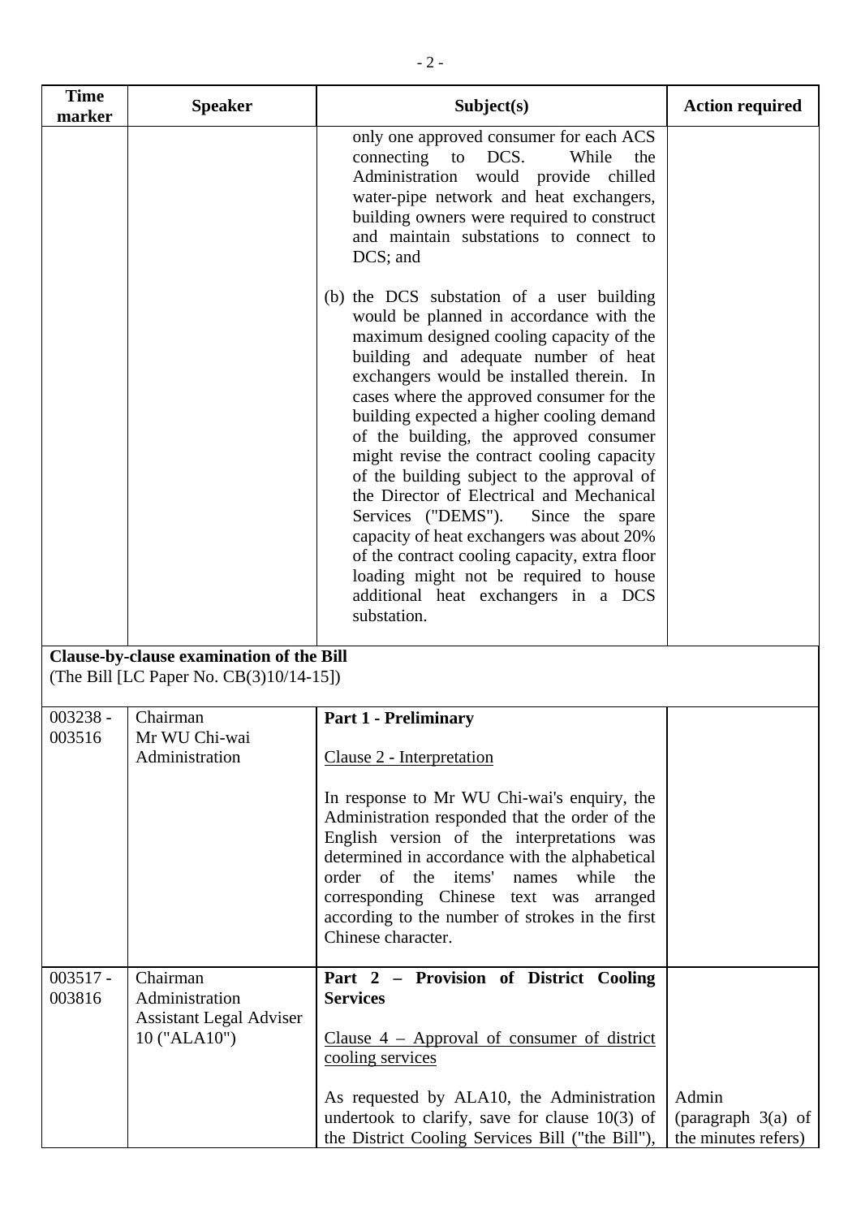| Time marker | Speaker | Subject(s) | Action required |
|---|---|---|---|
| | | only one approved consumer for each ACS connecting to DCS. While the Administration would provide chilled water-pipe network and heat exchangers, building owners were required to construct and maintain substations to connect to DCS; and<br><br>(b) the DCS substation of a user building would be planned in accordance with the maximum designed cooling capacity of the building and adequate number of heat exchangers would be installed therein. In cases where the approved consumer for the building expected a higher cooling demand of the building, the approved consumer might revise the contract cooling capacity of the building subject to the approval of the Director of Electrical and Mechanical Services ("DEMS"). Since the spare capacity of heat exchangers was about 20% of the contract cooling capacity, extra floor loading might not be required to house additional heat exchangers in a DCS substation. | |
| **Clause-by-clause examination of the Bill**<br>(The Bill [LC Paper No. CB(3)10/14-15]) | | | |
| 003238 - 003516 | Chairman<br>Mr WU Chi-wai<br>Administration | **Part 1 - Preliminary**<br><br>Clause 2 - Interpretation<br><br>In response to Mr WU Chi-wai's enquiry, the Administration responded that the order of the English version of the interpretations was determined in accordance with the alphabetical order of the items' names while the corresponding Chinese text was arranged according to the number of strokes in the first Chinese character. | |
| 003517 - 003816 | Chairman<br>Administration<br>Assistant Legal Adviser 10 ("ALA10") | **Part 2 – Provision of District Cooling Services**<br><br>Clause 4 – Approval of consumer of district cooling services<br><br>As requested by ALA10, the Administration undertook to clarify, save for clause 10(3) of the District Cooling Services Bill ("the Bill"), | Admin<br>(paragraph 3(a) of the minutes refers) |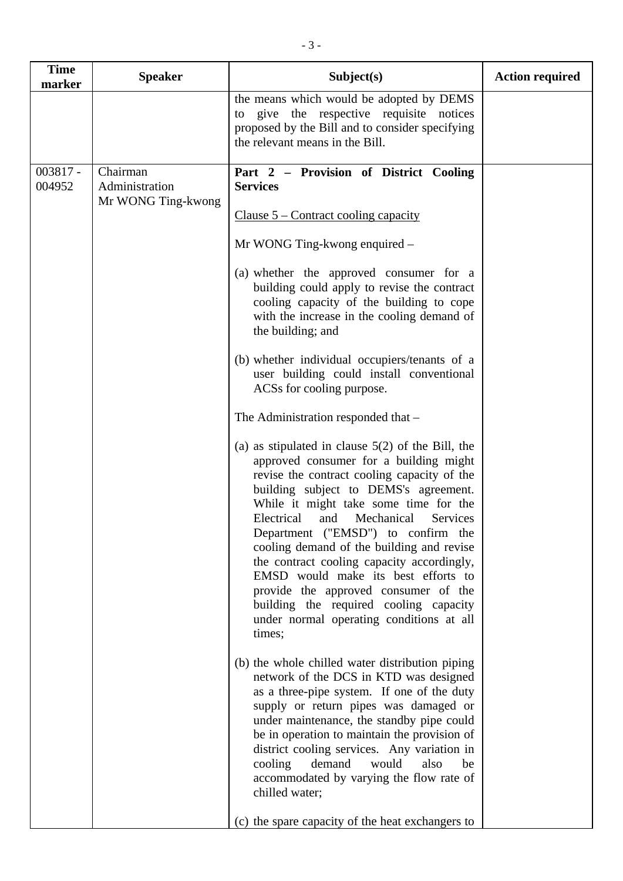| Time marker | Speaker | Subject(s) | Action required |
|---|---|---|---|
| | | the means which would be adopted by DEMS to give the respective requisite notices proposed by the Bill and to consider specifying the relevant means in the Bill. | |
| 003817 - 004952 | Chairman<br>Administration<br>Mr WONG Ting-kwong | **Part 2 – Provision of District Cooling Services**<br><br>Clause 5 – Contract cooling capacity<br><br>Mr WONG Ting-kwong enquired –<br><br>(a) whether the approved consumer for a building could apply to revise the contract cooling capacity of the building to cope with the increase in the cooling demand of the building; and<br><br>(b) whether individual occupiers/tenants of a user building could install conventional ACSs for cooling purpose.<br><br>The Administration responded that –<br><br>(a) as stipulated in clause 5(2) of the Bill, the approved consumer for a building might revise the contract cooling capacity of the building subject to DEMS's agreement. While it might take some time for the Electrical and Mechanical Services Department ("EMSD") to confirm the cooling demand of the building and revise the contract cooling capacity accordingly, EMSD would make its best efforts to provide the approved consumer of the building the required cooling capacity under normal operating conditions at all times;<br><br>(b) the whole chilled water distribution piping network of the DCS in KTD was designed as a three-pipe system. If one of the duty supply or return pipes was damaged or under maintenance, the standby pipe could be in operation to maintain the provision of district cooling services. Any variation in cooling demand would also be accommodated by varying the flow rate of chilled water;<br><br>(c) the spare capacity of the heat exchangers to | |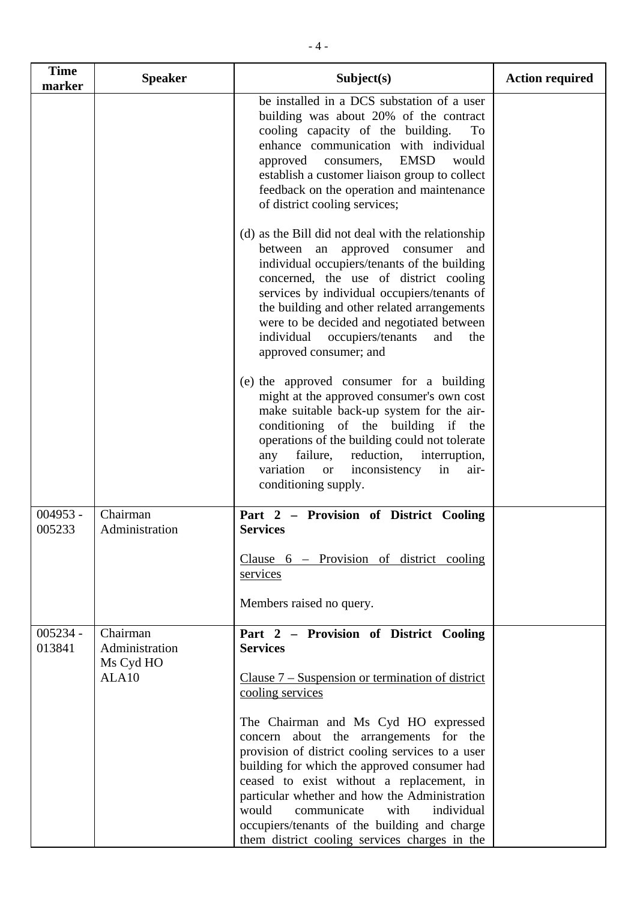| Time marker | Speaker | Subject(s) | Action required |
|---|---|---|---|
| | | be installed in a DCS substation of a user building was about 20% of the contract cooling capacity of the building. To enhance communication with individual approved consumers, EMSD would establish a customer liaison group to collect feedback on the operation and maintenance of district cooling services;<br><br>(d) as the Bill did not deal with the relationship between an approved consumer and individual occupiers/tenants of the building concerned, the use of district cooling services by individual occupiers/tenants of the building and other related arrangements were to be decided and negotiated between individual occupiers/tenants and the approved consumer; and<br><br>(e) the approved consumer for a building might at the approved consumer's own cost make suitable back-up system for the air-conditioning of the building if the operations of the building could not tolerate any failure, reduction, interruption, variation or inconsistency in air-conditioning supply. | |
| 004953 - 005233 | Chairman<br>Administration | **Part 2 – Provision of District Cooling Services**<br><br><u>Clause 6 – Provision of district cooling services</u><br><br>Members raised no query. | |
| 005234 - 013841 | Chairman<br>Administration<br>Ms Cyd HO<br>ALA10 | **Part 2 – Provision of District Cooling Services**<br><br><u>Clause 7 – Suspension or termination of district cooling services</u><br><br>The Chairman and Ms Cyd HO expressed concern about the arrangements for the provision of district cooling services to a user building for which the approved consumer had ceased to exist without a replacement, in particular whether and how the Administration would communicate with individual occupiers/tenants of the building and charge them district cooling services charges in the | |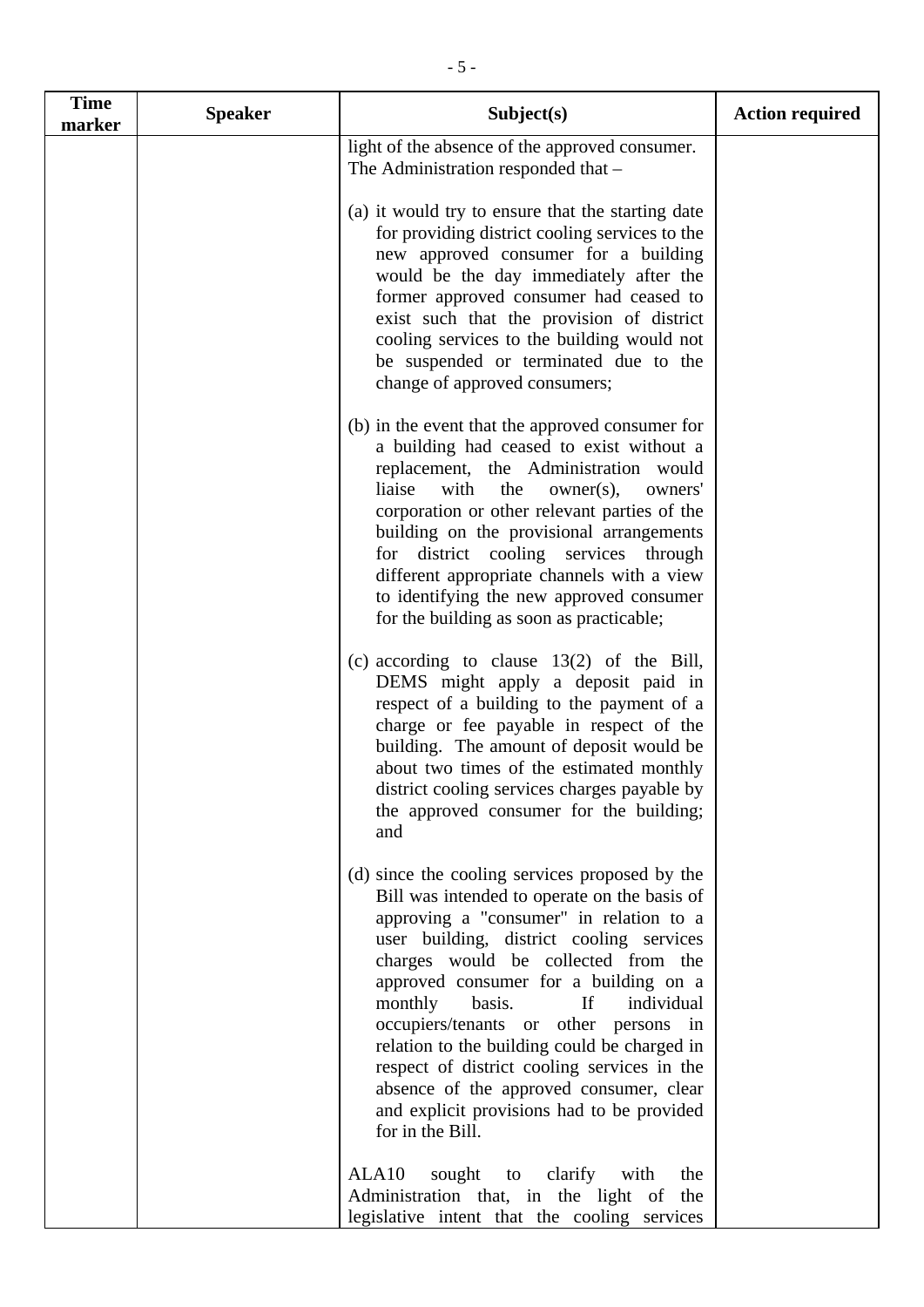| Time marker | Speaker | Subject(s) | Action required |
|---|---|---|---|
| | | light of the absence of the approved consumer. The Administration responded that –<br><br>(a) it would try to ensure that the starting date for providing district cooling services to the new approved consumer for a building would be the day immediately after the former approved consumer had ceased to exist such that the provision of district cooling services to the building would not be suspended or terminated due to the change of approved consumers;<br><br>(b) in the event that the approved consumer for a building had ceased to exist without a replacement, the Administration would liaise with the owner(s), owners' corporation or other relevant parties of the building on the provisional arrangements for district cooling services through different appropriate channels with a view to identifying the new approved consumer for the building as soon as practicable;<br><br>(c) according to clause 13(2) of the Bill, DEMS might apply a deposit paid in respect of a building to the payment of a charge or fee payable in respect of the building. The amount of deposit would be about two times of the estimated monthly district cooling services charges payable by the approved consumer for the building; and<br><br>(d) since the cooling services proposed by the Bill was intended to operate on the basis of approving a "consumer" in relation to a user building, district cooling services charges would be collected from the approved consumer for a building on a monthly basis. If individual occupiers/tenants or other persons in relation to the building could be charged in respect of district cooling services in the absence of the approved consumer, clear and explicit provisions had to be provided for in the Bill.<br><br>ALA10 sought to clarify with the Administration that, in the light of the legislative intent that the cooling services | |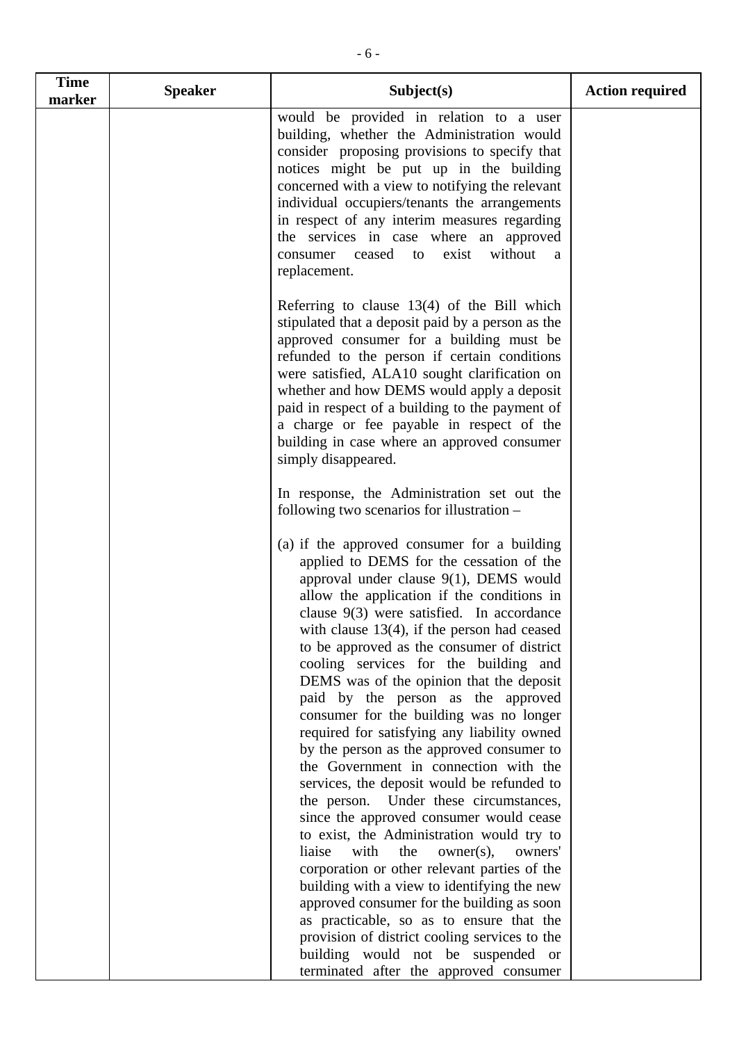| Time marker | Speaker | Subject(s) | Action required |
|---|---|---|---|
| | | would be provided in relation to a user building, whether the Administration would consider proposing provisions to specify that notices might be put up in the building concerned with a view to notifying the relevant individual occupiers/tenants the arrangements in respect of any interim measures regarding the services in case where an approved consumer ceased to exist without a replacement.<br><br>Referring to clause 13(4) of the Bill which stipulated that a deposit paid by a person as the approved consumer for a building must be refunded to the person if certain conditions were satisfied, ALA10 sought clarification on whether and how DEMS would apply a deposit paid in respect of a building to the payment of a charge or fee payable in respect of the building in case where an approved consumer simply disappeared.<br><br>In response, the Administration set out the following two scenarios for illustration –<br><br>(a) if the approved consumer for a building applied to DEMS for the cessation of the approval under clause 9(1), DEMS would allow the application if the conditions in clause 9(3) were satisfied. In accordance with clause 13(4), if the person had ceased to be approved as the consumer of district cooling services for the building and DEMS was of the opinion that the deposit paid by the person as the approved consumer for the building was no longer required for satisfying any liability owned by the person as the approved consumer to the Government in connection with the services, the deposit would be refunded to the person. Under these circumstances, since the approved consumer would cease to exist, the Administration would try to liaise with the owner(s), owners' corporation or other relevant parties of the building with a view to identifying the new approved consumer for the building as soon as practicable, so as to ensure that the provision of district cooling services to the building would not be suspended or terminated after the approved consumer | |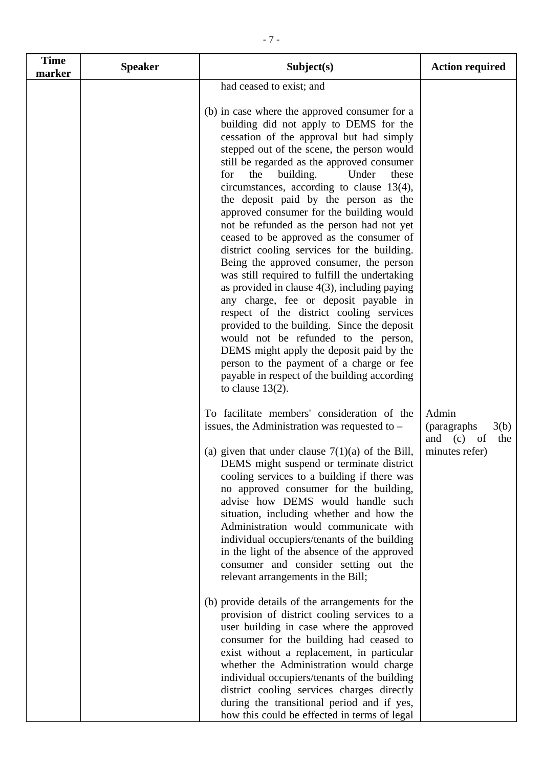| Time marker | Speaker | Subject(s) | Action required |
|---|---|---|---|
| | | had ceased to exist; and<br><br>(b) in case where the approved consumer for a building did not apply to DEMS for the cessation of the approval but had simply stepped out of the scene, the person would still be regarded as the approved consumer for the building. Under these circumstances, according to clause 13(4), the deposit paid by the person as the approved consumer for the building would not be refunded as the person had not yet ceased to be approved as the consumer of district cooling services for the building. Being the approved consumer, the person was still required to fulfill the undertaking as provided in clause 4(3), including paying any charge, fee or deposit payable in respect of the district cooling services provided to the building. Since the deposit would not be refunded to the person, DEMS might apply the deposit paid by the person to the payment of a charge or fee payable in respect of the building according to clause 13(2). | |
| | | To facilitate members' consideration of the issues, the Administration was requested to –<br><br>(a) given that under clause 7(1)(a) of the Bill, DEMS might suspend or terminate district cooling services to a building if there was no approved consumer for the building, advise how DEMS would handle such situation, including whether and how the Administration would communicate with individual occupiers/tenants of the building in the light of the absence of the approved consumer and consider setting out the relevant arrangements in the Bill;<br><br>(b) provide details of the arrangements for the provision of district cooling services to a user building in case where the approved consumer for the building had ceased to exist without a replacement, in particular whether the Administration would charge individual occupiers/tenants of the building district cooling services charges directly during the transitional period and if yes, how this could be effected in terms of legal | Admin (paragraphs 3(b) and (c) of the minutes refer) |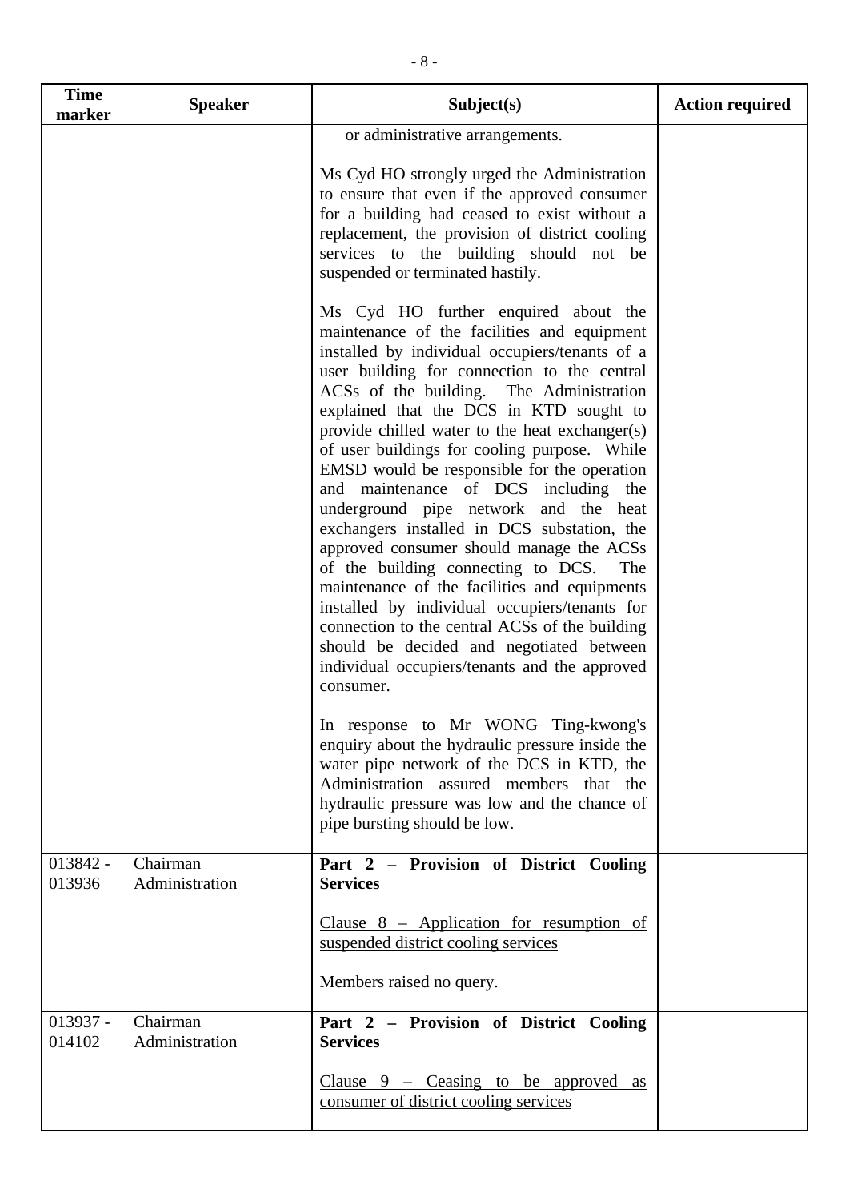| Time marker | Speaker | Subject(s) | Action required |
|---|---|---|---|
| | | or administrative arrangements.<br><br>Ms Cyd HO strongly urged the Administration to ensure that even if the approved consumer for a building had ceased to exist without a replacement, the provision of district cooling services to the building should not be suspended or terminated hastily.<br><br>Ms Cyd HO further enquired about the maintenance of the facilities and equipment installed by individual occupiers/tenants of a user building for connection to the central ACSs of the building. The Administration explained that the DCS in KTD sought to provide chilled water to the heat exchanger(s) of user buildings for cooling purpose. While EMSD would be responsible for the operation and maintenance of DCS including the underground pipe network and the heat exchangers installed in DCS substation, the approved consumer should manage the ACSs of the building connecting to DCS. The maintenance of the facilities and equipments installed by individual occupiers/tenants for connection to the central ACSs of the building should be decided and negotiated between individual occupiers/tenants and the approved consumer.<br><br>In response to Mr WONG Ting-kwong's enquiry about the hydraulic pressure inside the water pipe network of the DCS in KTD, the Administration assured members that the hydraulic pressure was low and the chance of pipe bursting should be low. | |
| 013842 - 013936 | Chairman<br>Administration | **Part 2 – Provision of District Cooling Services**<br><br><u>Clause 8 – Application for resumption of suspended district cooling services</u><br><br>Members raised no query. | |
| 013937 - 014102 | Chairman<br>Administration | **Part 2 – Provision of District Cooling Services**<br><br><u>Clause 9 – Ceasing to be approved as consumer of district cooling services</u> | |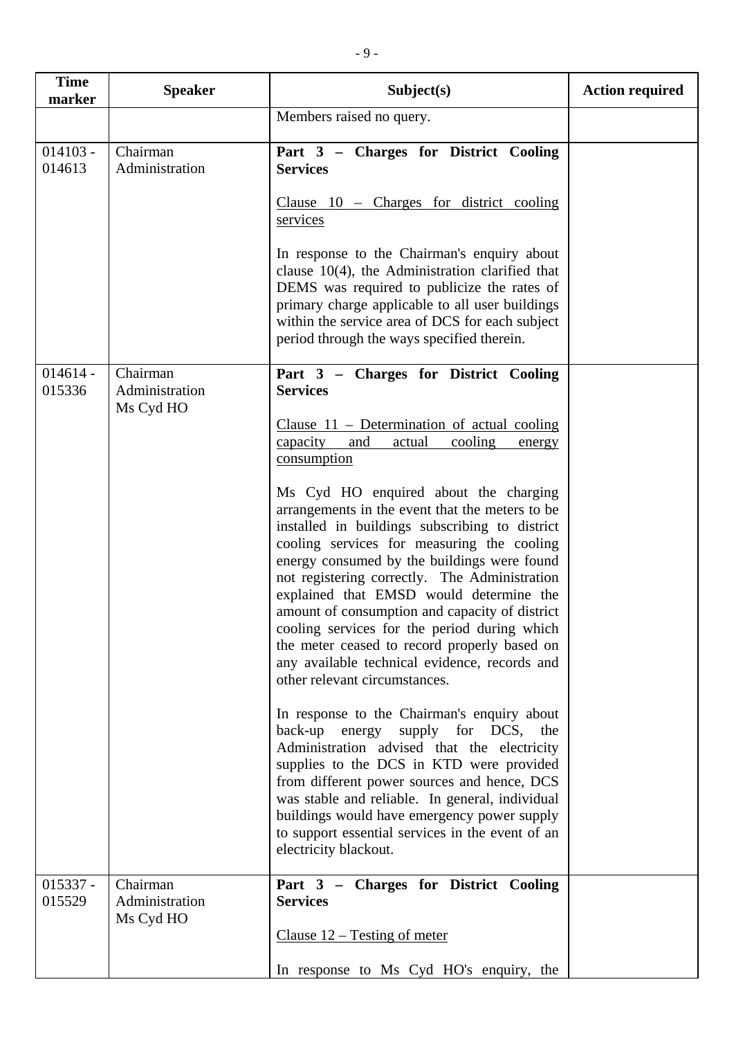| Time marker | Speaker | Subject(s) | Action required |
|---|---|---|---|
| | | Members raised no query. | |
| 014103 - 014613 | Chairman<br>Administration | **Part 3 – Charges for District Cooling Services**<br><br><u>Clause 10 – Charges for district cooling services</u><br><br>In response to the Chairman's enquiry about clause 10(4), the Administration clarified that DEMS was required to publicize the rates of primary charge applicable to all user buildings within the service area of DCS for each subject period through the ways specified therein. | |
| 014614 - 015336 | Chairman<br>Administration<br>Ms Cyd HO | **Part 3 – Charges for District Cooling Services**<br><br><u>Clause 11 – Determination of actual cooling capacity and actual cooling energy consumption</u><br><br>Ms Cyd HO enquired about the charging arrangements in the event that the meters to be installed in buildings subscribing to district cooling services for measuring the cooling energy consumed by the buildings were found not registering correctly. The Administration explained that EMSD would determine the amount of consumption and capacity of district cooling services for the period during which the meter ceased to record properly based on any available technical evidence, records and other relevant circumstances.<br><br>In response to the Chairman's enquiry about back-up energy supply for DCS, the Administration advised that the electricity supplies to the DCS in KTD were provided from different power sources and hence, DCS was stable and reliable. In general, individual buildings would have emergency power supply to support essential services in the event of an electricity blackout. | |
| 015337 - 015529 | Chairman<br>Administration<br>Ms Cyd HO | **Part 3 – Charges for District Cooling Services**<br><br><u>Clause 12 – Testing of meter</u><br><br>In response to Ms Cyd HO's enquiry, the | |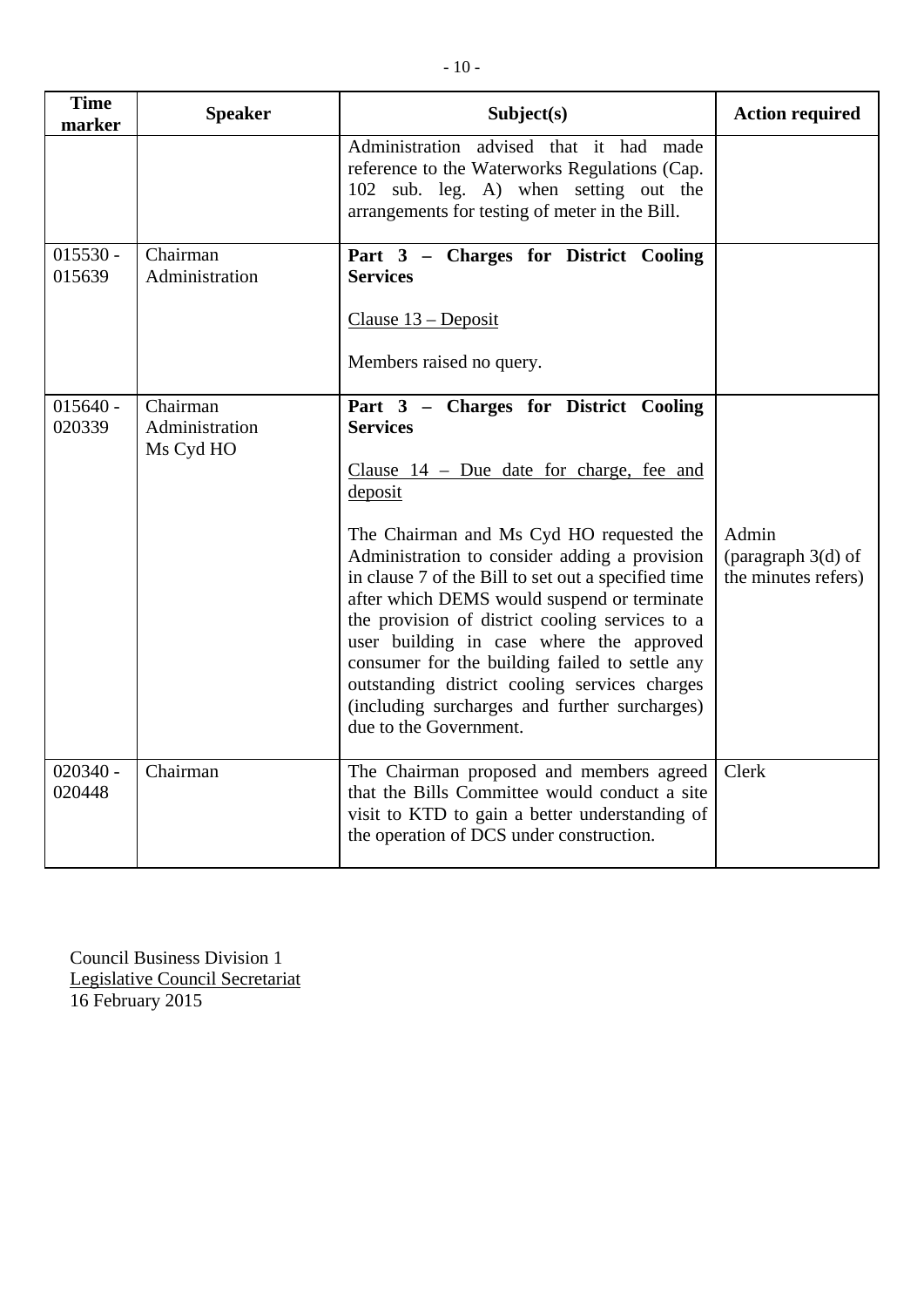| Time marker | Speaker | Subject(s) | Action required |
|---|---|---|---|
| | | Administration advised that it had made reference to the Waterworks Regulations (Cap. 102 sub. leg. A) when setting out the arrangements for testing of meter in the Bill. | |
| 015530 - 015639 | Chairman<br>Administration | **Part 3 – Charges for District Cooling Services**<br><br>Clause 13 – Deposit<br><br>Members raised no query. | |
| 015640 - 020339 | Chairman<br>Administration<br>Ms Cyd HO | **Part 3 – Charges for District Cooling Services**<br><br>Clause 14 – Due date for charge, fee and deposit<br><br>The Chairman and Ms Cyd HO requested the Administration to consider adding a provision in clause 7 of the Bill to set out a specified time after which DEMS would suspend or terminate the provision of district cooling services to a user building in case where the approved consumer for the building failed to settle any outstanding district cooling services charges (including surcharges and further surcharges) due to the Government. | Admin (paragraph 3(d) of the minutes refers) |
| 020340 - 020448 | Chairman | The Chairman proposed and members agreed that the Bills Committee would conduct a site visit to KTD to gain a better understanding of the operation of DCS under construction. | Clerk |

Council Business Division 1
Legislative Council Secretariat
16 February 2015